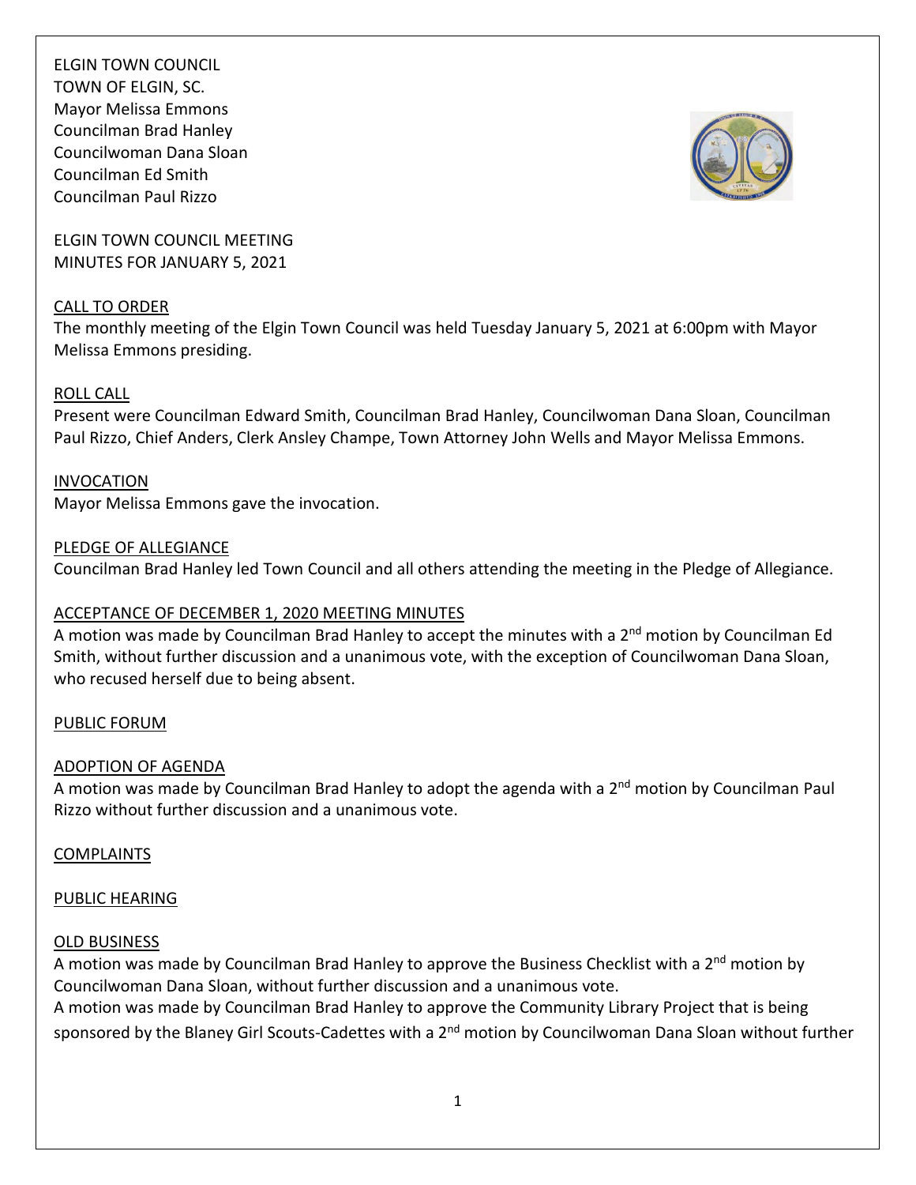ELGIN TOWN COUNCIL
TOWN OF ELGIN, SC.
Mayor Melissa Emmons
Councilman Brad Hanley
Councilwoman Dana Sloan
Councilman Ed Smith
Councilman Paul Rizzo

ELGIN TOWN COUNCIL MEETING
MINUTES FOR JANUARY 5, 2021

## CALL TO ORDER

The monthly meeting of the Elgin Town Council was held Tuesday January 5, 2021 at 6:00pm with Mayor Melissa Emmons presiding.

## ROLL CALL

Present were Councilman Edward Smith, Councilman Brad Hanley, Councilwoman Dana Sloan, Councilman Paul Rizzo, Chief Anders, Clerk Ansley Champe, Town Attorney John Wells and Mayor Melissa Emmons.

## INVOCATION

Mayor Melissa Emmons gave the invocation.

## PLEDGE OF ALLEGIANCE

Councilman Brad Hanley led Town Council and all others attending the meeting in the Pledge of Allegiance.

## ACCEPTANCE OF DECEMBER 1, 2020 MEETING MINUTES

A motion was made by Councilman Brad Hanley to accept the minutes with a 2nd motion by Councilman Ed Smith, without further discussion and a unanimous vote, with the exception of Councilwoman Dana Sloan, who recused herself due to being absent.

## PUBLIC FORUM

## ADOPTION OF AGENDA

A motion was made by Councilman Brad Hanley to adopt the agenda with a 2nd motion by Councilman Paul Rizzo without further discussion and a unanimous vote.

## COMPLAINTS

## PUBLIC HEARING

## OLD BUSINESS

A motion was made by Councilman Brad Hanley to approve the Business Checklist with a 2nd motion by Councilwoman Dana Sloan, without further discussion and a unanimous vote.

A motion was made by Councilman Brad Hanley to approve the Community Library Project that is being sponsored by the Blaney Girl Scouts-Cadettes with a 2nd motion by Councilwoman Dana Sloan without further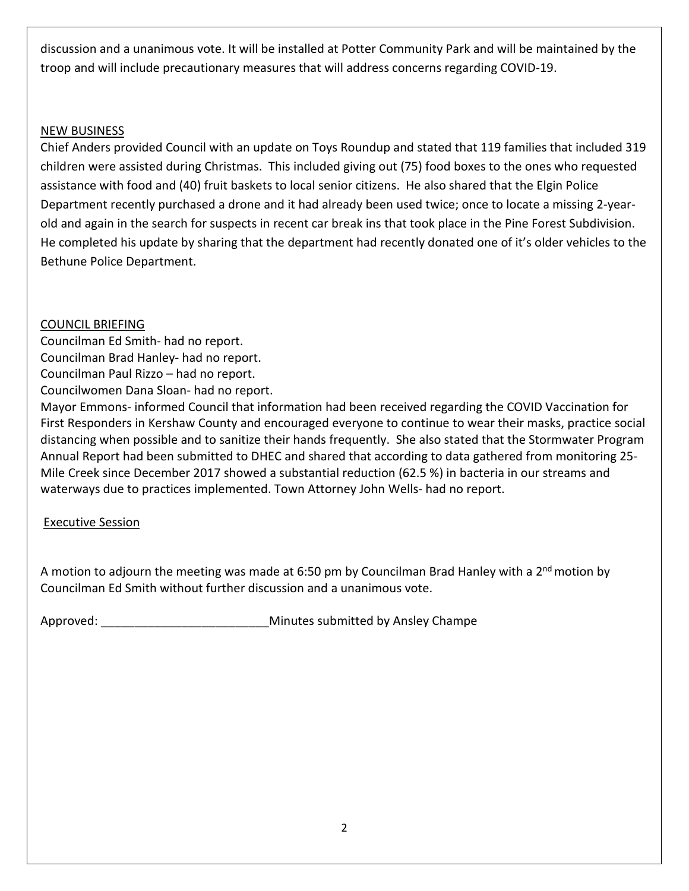discussion and a unanimous vote. It will be installed at Potter Community Park and will be maintained by the troop and will include precautionary measures that will address concerns regarding COVID-19.

<u>NEW BUSINESS</u>

Chief Anders provided Council with an update on Toys Roundup and stated that 119 families that included 319 children were assisted during Christmas. This included giving out (75) food boxes to the ones who requested assistance with food and (40) fruit baskets to local senior citizens. He also shared that the Elgin Police Department recently purchased a drone and it had already been used twice; once to locate a missing 2-year-old and again in the search for suspects in recent car break ins that took place in the Pine Forest Subdivision. He completed his update by sharing that the department had recently donated one of it's older vehicles to the Bethune Police Department.

<u>COUNCIL BRIEFING</u>

Councilman Ed Smith- had no report.
Councilman Brad Hanley- had no report.
Councilman Paul Rizzo – had no report.
Councilwomen Dana Sloan- had no report.
Mayor Emmons- informed Council that information had been received regarding the COVID Vaccination for First Responders in Kershaw County and encouraged everyone to continue to wear their masks, practice social distancing when possible and to sanitize their hands frequently. She also stated that the Stormwater Program Annual Report had been submitted to DHEC and shared that according to data gathered from monitoring 25-Mile Creek since December 2017 showed a substantial reduction (62.5 %) in bacteria in our streams and waterways due to practices implemented. Town Attorney John Wells- had no report.

<u>Executive Session</u>

A motion to adjourn the meeting was made at 6:50 pm by Councilman Brad Hanley with a 2nd motion by Councilman Ed Smith without further discussion and a unanimous vote.

Approved: _________________________Minutes submitted by Ansley Champe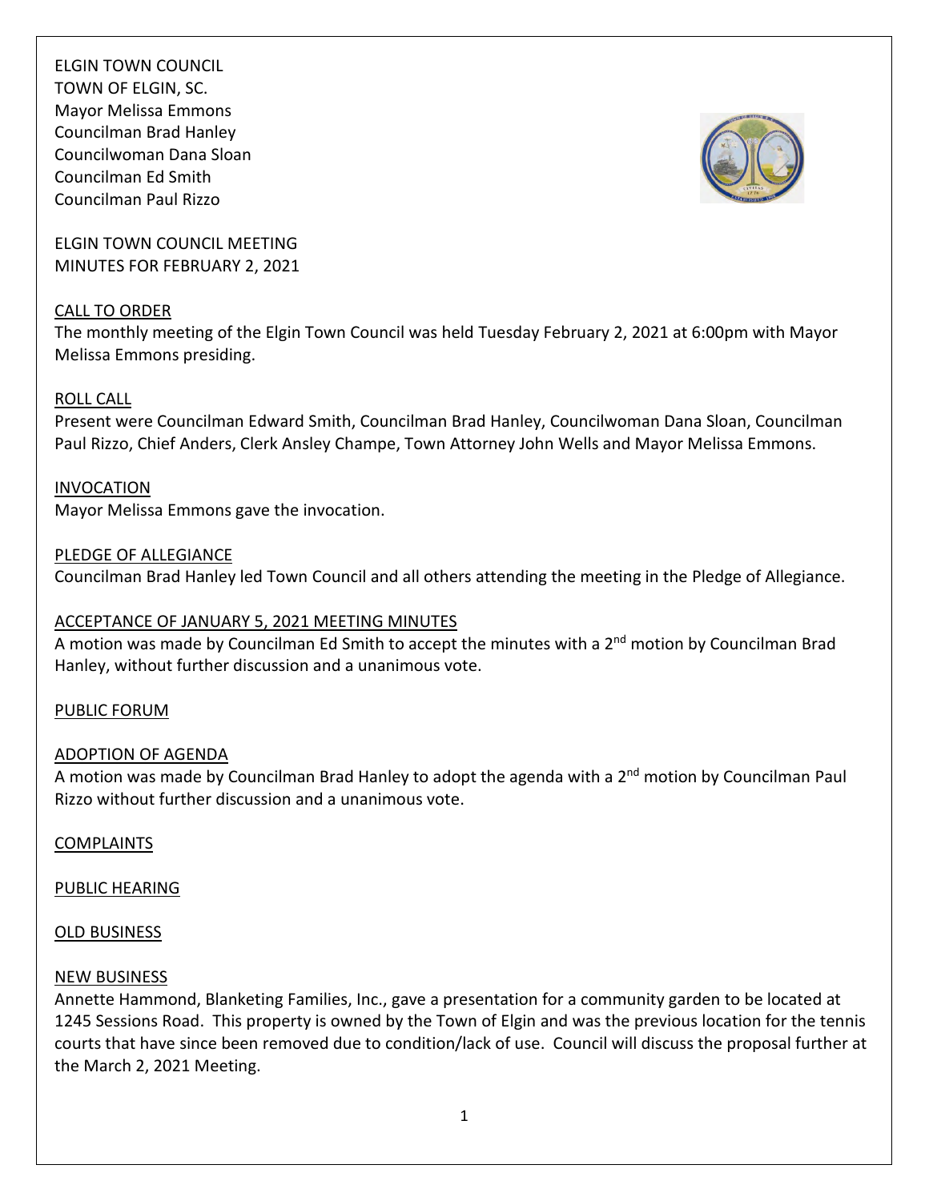ELGIN TOWN COUNCIL
TOWN OF ELGIN, SC.
Mayor Melissa Emmons
Councilman Brad Hanley
Councilwoman Dana Sloan
Councilman Ed Smith
Councilman Paul Rizzo

ELGIN TOWN COUNCIL MEETING
MINUTES FOR FEBRUARY 2, 2021

CALL TO ORDER

The monthly meeting of the Elgin Town Council was held Tuesday February 2, 2021 at 6:00pm with Mayor Melissa Emmons presiding.

ROLL CALL

Present were Councilman Edward Smith, Councilman Brad Hanley, Councilwoman Dana Sloan, Councilman Paul Rizzo, Chief Anders, Clerk Ansley Champe, Town Attorney John Wells and Mayor Melissa Emmons.

INVOCATION

Mayor Melissa Emmons gave the invocation.

PLEDGE OF ALLEGIANCE

Councilman Brad Hanley led Town Council and all others attending the meeting in the Pledge of Allegiance.

ACCEPTANCE OF JANUARY 5, 2021 MEETING MINUTES

A motion was made by Councilman Ed Smith to accept the minutes with a 2nd motion by Councilman Brad Hanley, without further discussion and a unanimous vote.

PUBLIC FORUM

ADOPTION OF AGENDA

A motion was made by Councilman Brad Hanley to adopt the agenda with a 2nd motion by Councilman Paul Rizzo without further discussion and a unanimous vote.

COMPLAINTS

PUBLIC HEARING

OLD BUSINESS

NEW BUSINESS

Annette Hammond, Blanketing Families, Inc., gave a presentation for a community garden to be located at 1245 Sessions Road. This property is owned by the Town of Elgin and was the previous location for the tennis courts that have since been removed due to condition/lack of use. Council will discuss the proposal further at the March 2, 2021 Meeting.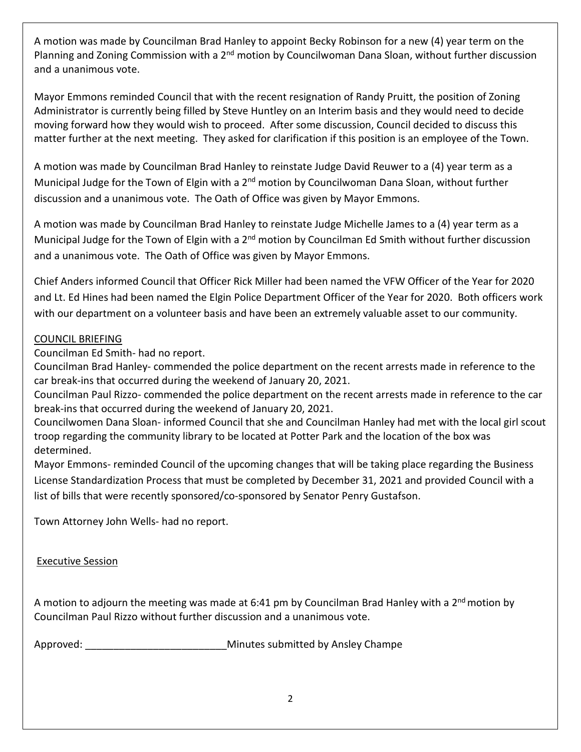A motion was made by Councilman Brad Hanley to appoint Becky Robinson for a new (4) year term on the Planning and Zoning Commission with a 2nd motion by Councilwoman Dana Sloan, without further discussion and a unanimous vote.

Mayor Emmons reminded Council that with the recent resignation of Randy Pruitt, the position of Zoning Administrator is currently being filled by Steve Huntley on an Interim basis and they would need to decide moving forward how they would wish to proceed. After some discussion, Council decided to discuss this matter further at the next meeting. They asked for clarification if this position is an employee of the Town.

A motion was made by Councilman Brad Hanley to reinstate Judge David Reuwer to a (4) year term as a Municipal Judge for the Town of Elgin with a 2nd motion by Councilwoman Dana Sloan, without further discussion and a unanimous vote. The Oath of Office was given by Mayor Emmons.

A motion was made by Councilman Brad Hanley to reinstate Judge Michelle James to a (4) year term as a Municipal Judge for the Town of Elgin with a 2nd motion by Councilman Ed Smith without further discussion and a unanimous vote. The Oath of Office was given by Mayor Emmons.

Chief Anders informed Council that Officer Rick Miller had been named the VFW Officer of the Year for 2020 and Lt. Ed Hines had been named the Elgin Police Department Officer of the Year for 2020. Both officers work with our department on a volunteer basis and have been an extremely valuable asset to our community.

COUNCIL BRIEFING

Councilman Ed Smith- had no report.

Councilman Brad Hanley- commended the police department on the recent arrests made in reference to the car break-ins that occurred during the weekend of January 20, 2021.

Councilman Paul Rizzo- commended the police department on the recent arrests made in reference to the car break-ins that occurred during the weekend of January 20, 2021.

Councilwomen Dana Sloan- informed Council that she and Councilman Hanley had met with the local girl scout troop regarding the community library to be located at Potter Park and the location of the box was determined.

Mayor Emmons- reminded Council of the upcoming changes that will be taking place regarding the Business License Standardization Process that must be completed by December 31, 2021 and provided Council with a list of bills that were recently sponsored/co-sponsored by Senator Penry Gustafson.

Town Attorney John Wells- had no report.

Executive Session

A motion to adjourn the meeting was made at 6:41 pm by Councilman Brad Hanley with a 2nd motion by Councilman Paul Rizzo without further discussion and a unanimous vote.

Approved: ________________________ Minutes submitted by Ansley Champe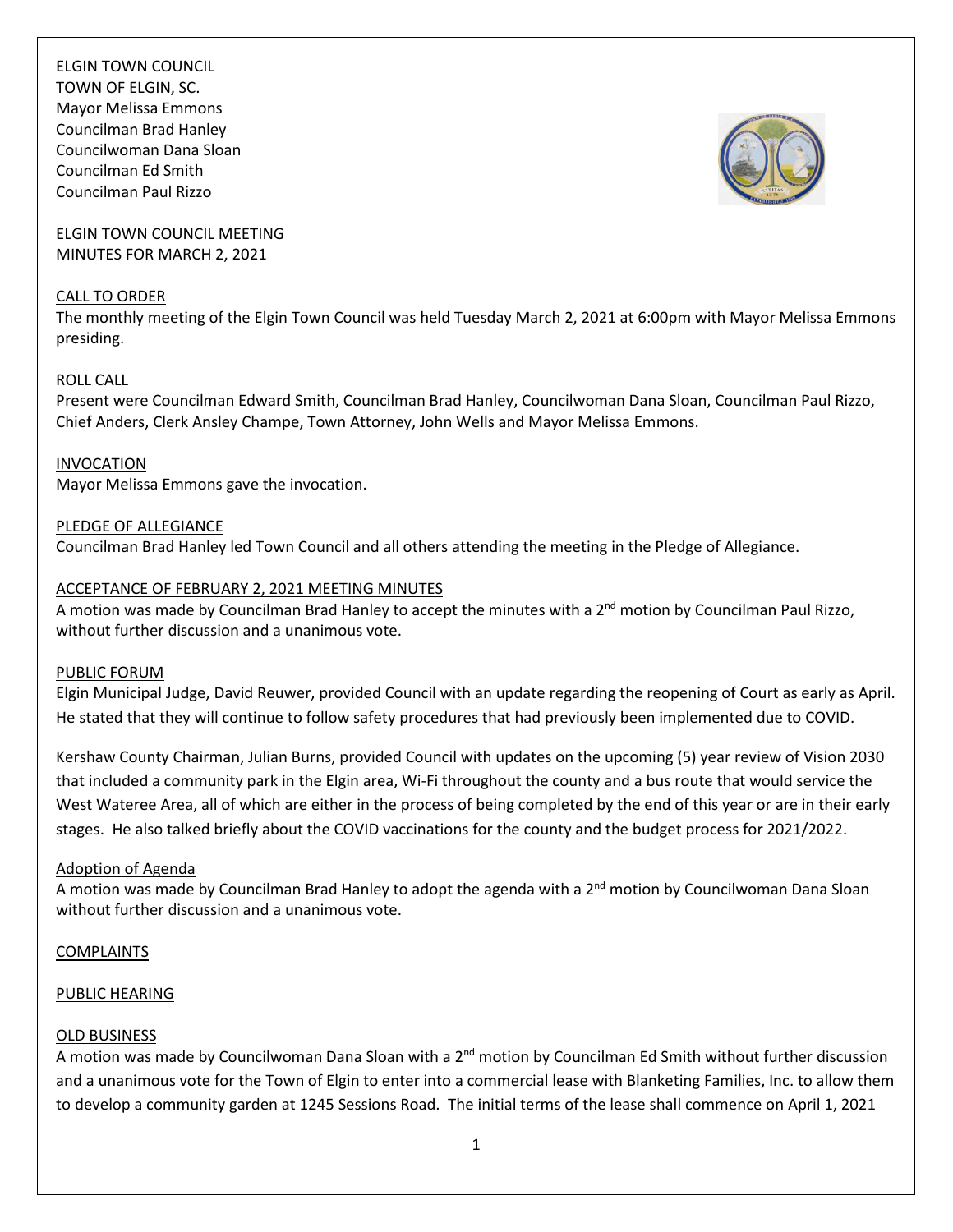ELGIN TOWN COUNCIL
TOWN OF ELGIN, SC.
Mayor Melissa Emmons
Councilman Brad Hanley
Councilwoman Dana Sloan
Councilman Ed Smith
Councilman Paul Rizzo

ELGIN TOWN COUNCIL MEETING
MINUTES FOR MARCH 2, 2021

CALL TO ORDER
The monthly meeting of the Elgin Town Council was held Tuesday March 2, 2021 at 6:00pm with Mayor Melissa Emmons presiding.

ROLL CALL
Present were Councilman Edward Smith, Councilman Brad Hanley, Councilwoman Dana Sloan, Councilman Paul Rizzo, Chief Anders, Clerk Ansley Champe, Town Attorney, John Wells and Mayor Melissa Emmons.

INVOCATION
Mayor Melissa Emmons gave the invocation.

PLEDGE OF ALLEGIANCE
Councilman Brad Hanley led Town Council and all others attending the meeting in the Pledge of Allegiance.

ACCEPTANCE OF FEBRUARY 2, 2021 MEETING MINUTES
A motion was made by Councilman Brad Hanley to accept the minutes with a 2nd motion by Councilman Paul Rizzo, without further discussion and a unanimous vote.

PUBLIC FORUM
Elgin Municipal Judge, David Reuwer, provided Council with an update regarding the reopening of Court as early as April. He stated that they will continue to follow safety procedures that had previously been implemented due to COVID.

Kershaw County Chairman, Julian Burns, provided Council with updates on the upcoming (5) year review of Vision 2030 that included a community park in the Elgin area, Wi-Fi throughout the county and a bus route that would service the West Wateree Area, all of which are either in the process of being completed by the end of this year or are in their early stages. He also talked briefly about the COVID vaccinations for the county and the budget process for 2021/2022.

Adoption of Agenda
A motion was made by Councilman Brad Hanley to adopt the agenda with a 2nd motion by Councilwoman Dana Sloan without further discussion and a unanimous vote.

COMPLAINTS

PUBLIC HEARING

OLD BUSINESS
A motion was made by Councilwoman Dana Sloan with a 2nd motion by Councilman Ed Smith without further discussion and a unanimous vote for the Town of Elgin to enter into a commercial lease with Blanketing Families, Inc. to allow them to develop a community garden at 1245 Sessions Road. The initial terms of the lease shall commence on April 1, 2021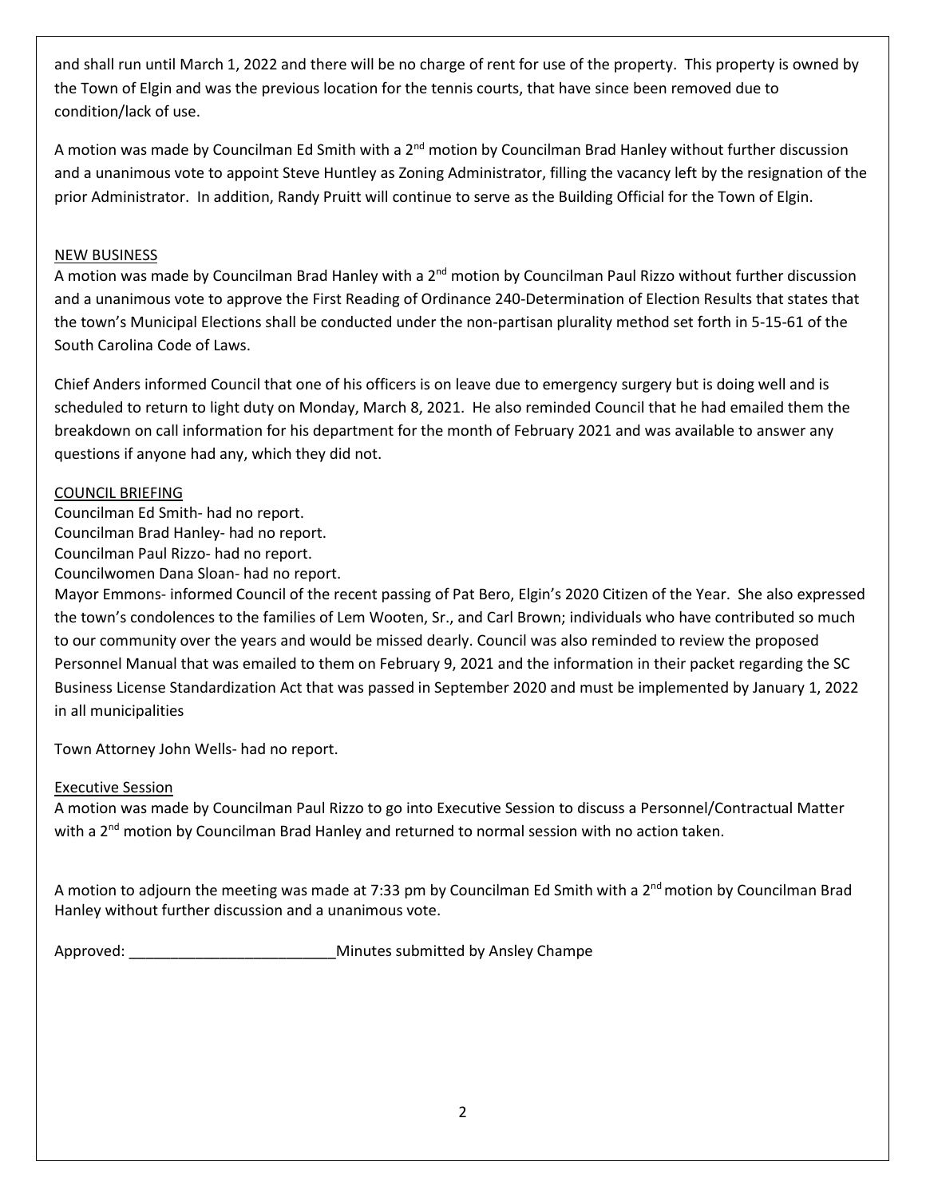and shall run until March 1, 2022 and there will be no charge of rent for use of the property. This property is owned by the Town of Elgin and was the previous location for the tennis courts, that have since been removed due to condition/lack of use.

A motion was made by Councilman Ed Smith with a 2nd motion by Councilman Brad Hanley without further discussion and a unanimous vote to appoint Steve Huntley as Zoning Administrator, filling the vacancy left by the resignation of the prior Administrator. In addition, Randy Pruitt will continue to serve as the Building Official for the Town of Elgin.

NEW BUSINESS

A motion was made by Councilman Brad Hanley with a 2nd motion by Councilman Paul Rizzo without further discussion and a unanimous vote to approve the First Reading of Ordinance 240-Determination of Election Results that states that the town's Municipal Elections shall be conducted under the non-partisan plurality method set forth in 5-15-61 of the South Carolina Code of Laws.

Chief Anders informed Council that one of his officers is on leave due to emergency surgery but is doing well and is scheduled to return to light duty on Monday, March 8, 2021. He also reminded Council that he had emailed them the breakdown on call information for his department for the month of February 2021 and was available to answer any questions if anyone had any, which they did not.

COUNCIL BRIEFING

Councilman Ed Smith- had no report.
Councilman Brad Hanley- had no report.
Councilman Paul Rizzo- had no report.
Councilwomen Dana Sloan- had no report.
Mayor Emmons- informed Council of the recent passing of Pat Bero, Elgin's 2020 Citizen of the Year. She also expressed the town's condolences to the families of Lem Wooten, Sr., and Carl Brown; individuals who have contributed so much to our community over the years and would be missed dearly. Council was also reminded to review the proposed Personnel Manual that was emailed to them on February 9, 2021 and the information in their packet regarding the SC Business License Standardization Act that was passed in September 2020 and must be implemented by January 1, 2022 in all municipalities

Town Attorney John Wells- had no report.

Executive Session

A motion was made by Councilman Paul Rizzo to go into Executive Session to discuss a Personnel/Contractual Matter with a 2nd motion by Councilman Brad Hanley and returned to normal session with no action taken.

A motion to adjourn the meeting was made at 7:33 pm by Councilman Ed Smith with a 2nd motion by Councilman Brad Hanley without further discussion and a unanimous vote.

Approved: _________________________ Minutes submitted by Ansley Champe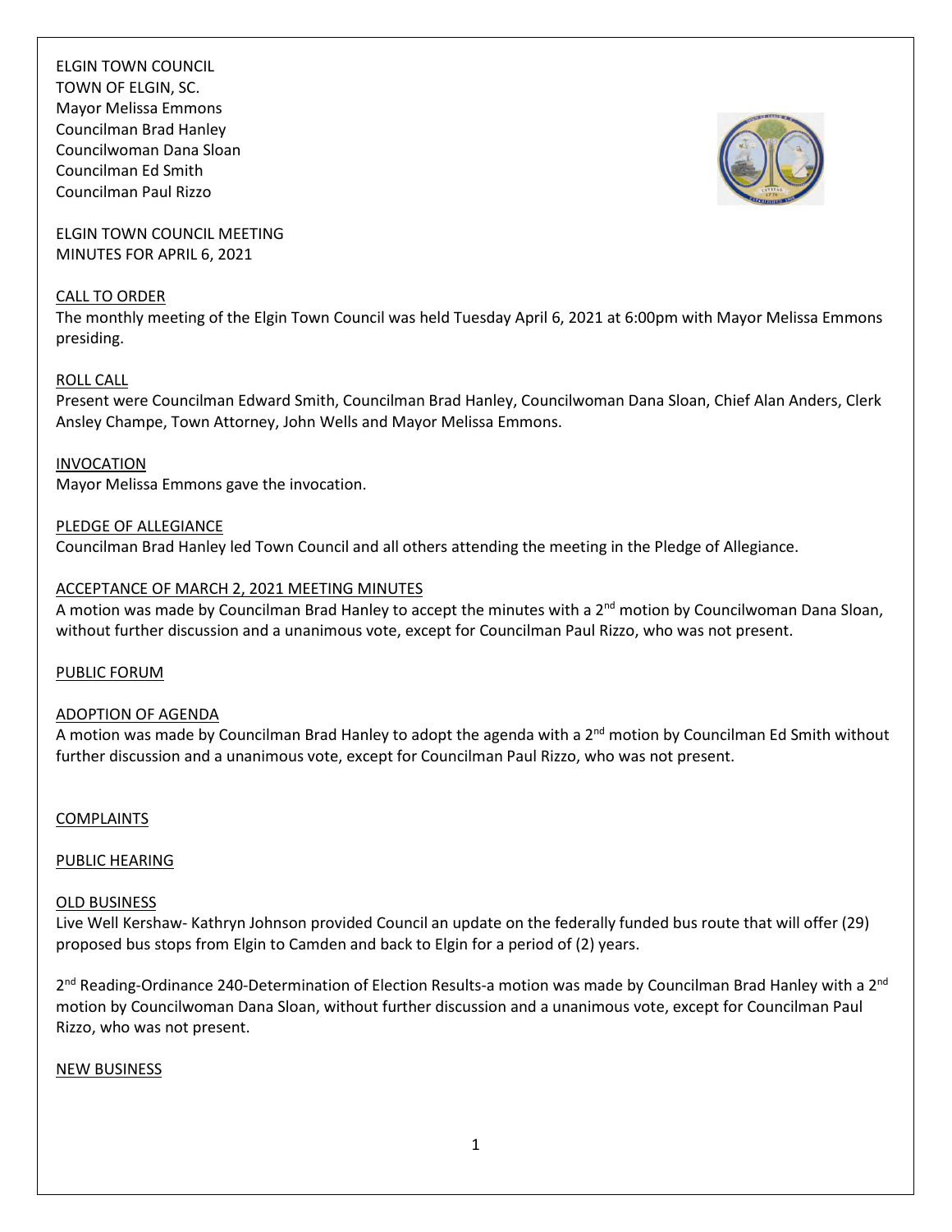ELGIN TOWN COUNCIL
TOWN OF ELGIN, SC.
Mayor Melissa Emmons
Councilman Brad Hanley
Councilwoman Dana Sloan
Councilman Ed Smith
Councilman Paul Rizzo

ELGIN TOWN COUNCIL MEETING
MINUTES FOR APRIL 6, 2021

CALL TO ORDER

The monthly meeting of the Elgin Town Council was held Tuesday April 6, 2021 at 6:00pm with Mayor Melissa Emmons presiding.

ROLL CALL

Present were Councilman Edward Smith, Councilman Brad Hanley, Councilwoman Dana Sloan, Chief Alan Anders, Clerk Ansley Champe, Town Attorney, John Wells and Mayor Melissa Emmons.

INVOCATION

Mayor Melissa Emmons gave the invocation.

PLEDGE OF ALLEGIANCE

Councilman Brad Hanley led Town Council and all others attending the meeting in the Pledge of Allegiance.

ACCEPTANCE OF MARCH 2, 2021 MEETING MINUTES

A motion was made by Councilman Brad Hanley to accept the minutes with a 2nd motion by Councilwoman Dana Sloan, without further discussion and a unanimous vote, except for Councilman Paul Rizzo, who was not present.

PUBLIC FORUM

ADOPTION OF AGENDA

A motion was made by Councilman Brad Hanley to adopt the agenda with a 2nd motion by Councilman Ed Smith without further discussion and a unanimous vote, except for Councilman Paul Rizzo, who was not present.

COMPLAINTS

PUBLIC HEARING

OLD BUSINESS

Live Well Kershaw- Kathryn Johnson provided Council an update on the federally funded bus route that will offer (29) proposed bus stops from Elgin to Camden and back to Elgin for a period of (2) years.

2nd Reading-Ordinance 240-Determination of Election Results-a motion was made by Councilman Brad Hanley with a 2nd motion by Councilwoman Dana Sloan, without further discussion and a unanimous vote, except for Councilman Paul Rizzo, who was not present.

NEW BUSINESS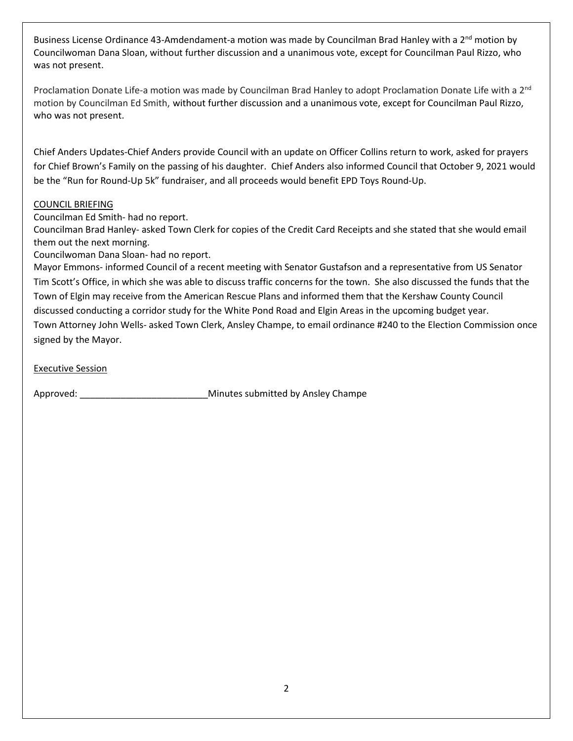Business License Ordinance 43-Amdendament-a motion was made by Councilman Brad Hanley with a 2nd motion by Councilwoman Dana Sloan, without further discussion and a unanimous vote, except for Councilman Paul Rizzo, who was not present.

Proclamation Donate Life-a motion was made by Councilman Brad Hanley to adopt Proclamation Donate Life with a 2nd motion by Councilman Ed Smith, without further discussion and a unanimous vote, except for Councilman Paul Rizzo, who was not present.

Chief Anders Updates-Chief Anders provide Council with an update on Officer Collins return to work, asked for prayers for Chief Brown's Family on the passing of his daughter. Chief Anders also informed Council that October 9, 2021 would be the "Run for Round-Up 5k" fundraiser, and all proceeds would benefit EPD Toys Round-Up.

COUNCIL BRIEFING

Councilman Ed Smith- had no report.

Councilman Brad Hanley- asked Town Clerk for copies of the Credit Card Receipts and she stated that she would email them out the next morning.

Councilwoman Dana Sloan- had no report.

Mayor Emmons- informed Council of a recent meeting with Senator Gustafson and a representative from US Senator Tim Scott's Office, in which she was able to discuss traffic concerns for the town. She also discussed the funds that the Town of Elgin may receive from the American Rescue Plans and informed them that the Kershaw County Council discussed conducting a corridor study for the White Pond Road and Elgin Areas in the upcoming budget year.

Town Attorney John Wells- asked Town Clerk, Ansley Champe, to email ordinance #240 to the Election Commission once signed by the Mayor.

Executive Session

Approved: _________________________ Minutes submitted by Ansley Champe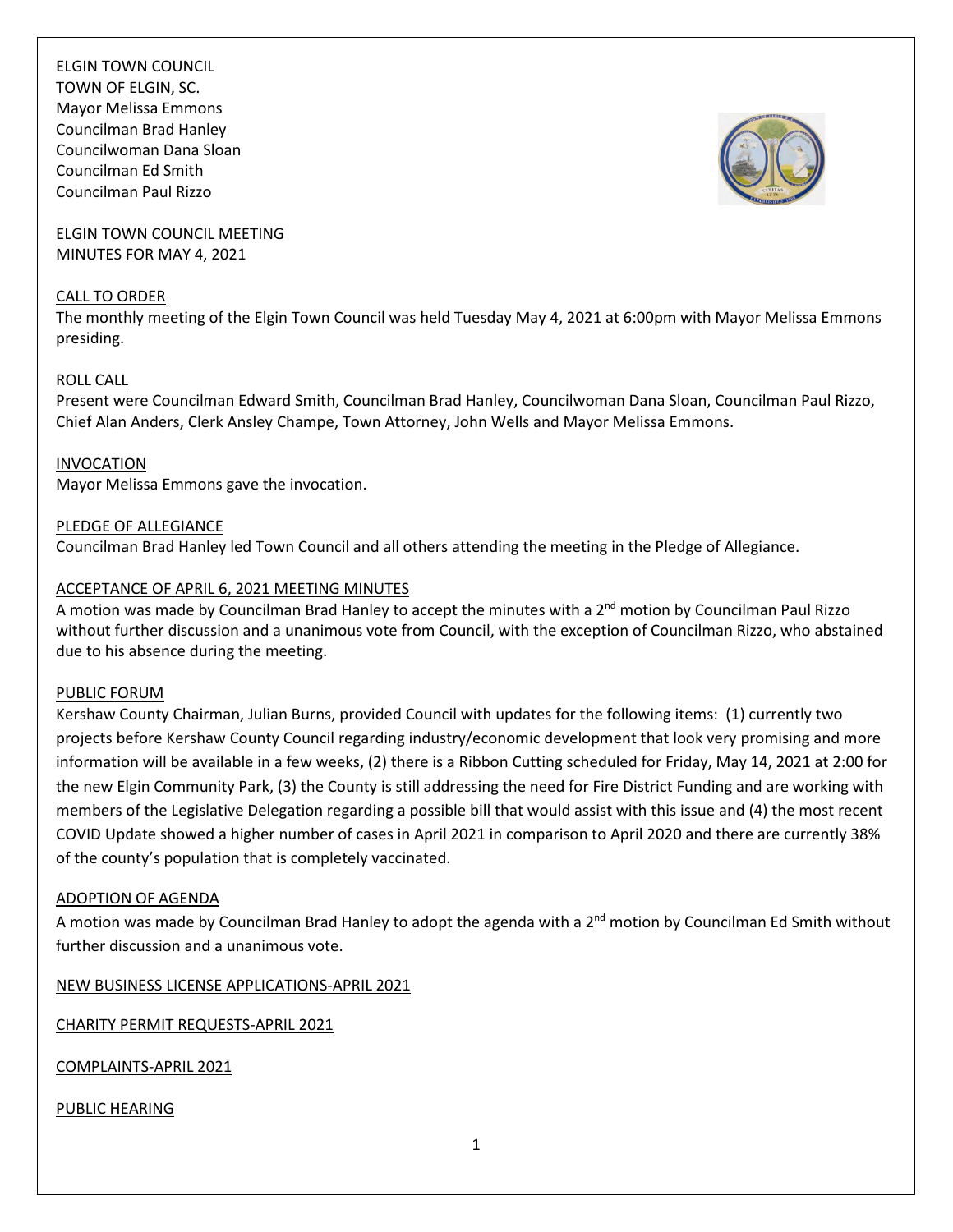ELGIN TOWN COUNCIL
TOWN OF ELGIN, SC.
Mayor Melissa Emmons
Councilman Brad Hanley
Councilwoman Dana Sloan
Councilman Ed Smith
Councilman Paul Rizzo

ELGIN TOWN COUNCIL MEETING
MINUTES FOR MAY 4, 2021

CALL TO ORDER

The monthly meeting of the Elgin Town Council was held Tuesday May 4, 2021 at 6:00pm with Mayor Melissa Emmons presiding.

ROLL CALL

Present were Councilman Edward Smith, Councilman Brad Hanley, Councilwoman Dana Sloan, Councilman Paul Rizzo, Chief Alan Anders, Clerk Ansley Champe, Town Attorney, John Wells and Mayor Melissa Emmons.

INVOCATION

Mayor Melissa Emmons gave the invocation.

PLEDGE OF ALLEGIANCE

Councilman Brad Hanley led Town Council and all others attending the meeting in the Pledge of Allegiance.

ACCEPTANCE OF APRIL 6, 2021 MEETING MINUTES

A motion was made by Councilman Brad Hanley to accept the minutes with a 2nd motion by Councilman Paul Rizzo without further discussion and a unanimous vote from Council, with the exception of Councilman Rizzo, who abstained due to his absence during the meeting.

PUBLIC FORUM

Kershaw County Chairman, Julian Burns, provided Council with updates for the following items: (1) currently two projects before Kershaw County Council regarding industry/economic development that look very promising and more information will be available in a few weeks, (2) there is a Ribbon Cutting scheduled for Friday, May 14, 2021 at 2:00 for the new Elgin Community Park, (3) the County is still addressing the need for Fire District Funding and are working with members of the Legislative Delegation regarding a possible bill that would assist with this issue and (4) the most recent COVID Update showed a higher number of cases in April 2021 in comparison to April 2020 and there are currently 38% of the county's population that is completely vaccinated.

ADOPTION OF AGENDA

A motion was made by Councilman Brad Hanley to adopt the agenda with a 2nd motion by Councilman Ed Smith without further discussion and a unanimous vote.

NEW BUSINESS LICENSE APPLICATIONS-APRIL 2021

CHARITY PERMIT REQUESTS-APRIL 2021

COMPLAINTS-APRIL 2021

PUBLIC HEARING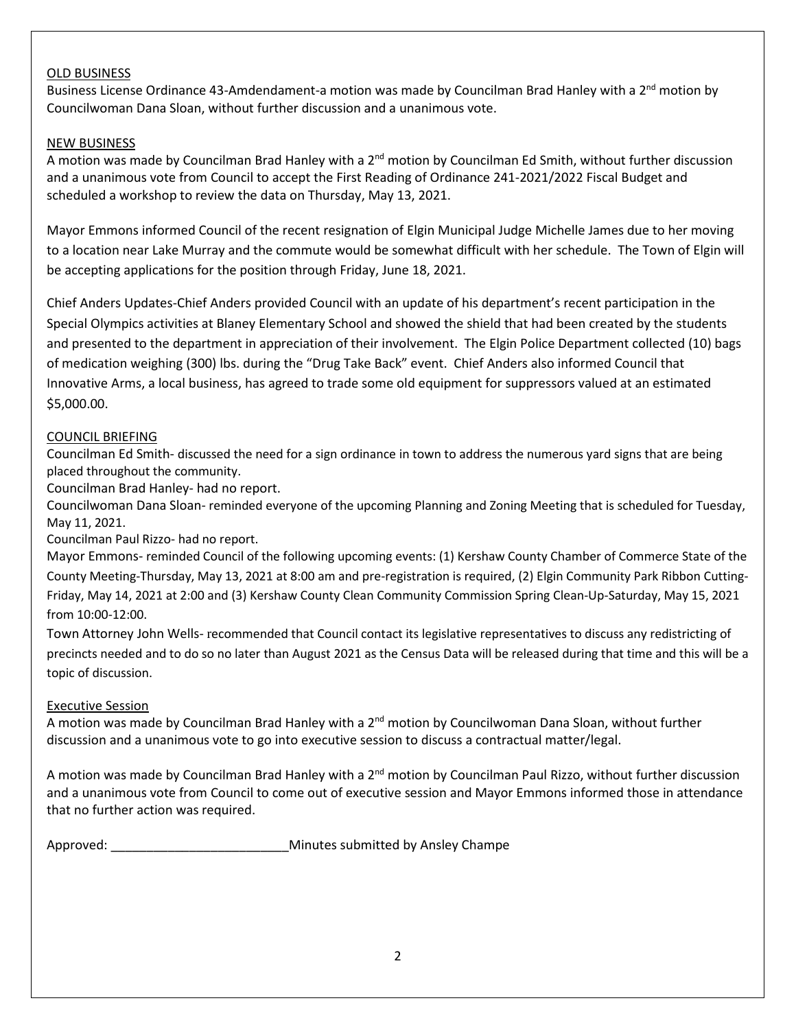OLD BUSINESS

Business License Ordinance 43-Amdendament-a motion was made by Councilman Brad Hanley with a 2nd motion by Councilwoman Dana Sloan, without further discussion and a unanimous vote.

NEW BUSINESS

A motion was made by Councilman Brad Hanley with a 2nd motion by Councilman Ed Smith, without further discussion and a unanimous vote from Council to accept the First Reading of Ordinance 241-2021/2022 Fiscal Budget and scheduled a workshop to review the data on Thursday, May 13, 2021.

Mayor Emmons informed Council of the recent resignation of Elgin Municipal Judge Michelle James due to her moving to a location near Lake Murray and the commute would be somewhat difficult with her schedule. The Town of Elgin will be accepting applications for the position through Friday, June 18, 2021.

Chief Anders Updates-Chief Anders provided Council with an update of his department's recent participation in the Special Olympics activities at Blaney Elementary School and showed the shield that had been created by the students and presented to the department in appreciation of their involvement. The Elgin Police Department collected (10) bags of medication weighing (300) lbs. during the "Drug Take Back" event. Chief Anders also informed Council that Innovative Arms, a local business, has agreed to trade some old equipment for suppressors valued at an estimated $5,000.00.

COUNCIL BRIEFING

Councilman Ed Smith- discussed the need for a sign ordinance in town to address the numerous yard signs that are being placed throughout the community.

Councilman Brad Hanley- had no report.

Councilwoman Dana Sloan- reminded everyone of the upcoming Planning and Zoning Meeting that is scheduled for Tuesday, May 11, 2021.

Councilman Paul Rizzo- had no report.

Mayor Emmons- reminded Council of the following upcoming events: (1) Kershaw County Chamber of Commerce State of the County Meeting-Thursday, May 13, 2021 at 8:00 am and pre-registration is required, (2) Elgin Community Park Ribbon Cutting-Friday, May 14, 2021 at 2:00 and (3) Kershaw County Clean Community Commission Spring Clean-Up-Saturday, May 15, 2021 from 10:00-12:00.

Town Attorney John Wells- recommended that Council contact its legislative representatives to discuss any redistricting of precincts needed and to do so no later than August 2021 as the Census Data will be released during that time and this will be a topic of discussion.

Executive Session

A motion was made by Councilman Brad Hanley with a 2nd motion by Councilwoman Dana Sloan, without further discussion and a unanimous vote to go into executive session to discuss a contractual matter/legal.

A motion was made by Councilman Brad Hanley with a 2nd motion by Councilman Paul Rizzo, without further discussion and a unanimous vote from Council to come out of executive session and Mayor Emmons informed those in attendance that no further action was required.

Approved: _________________________ Minutes submitted by Ansley Champe